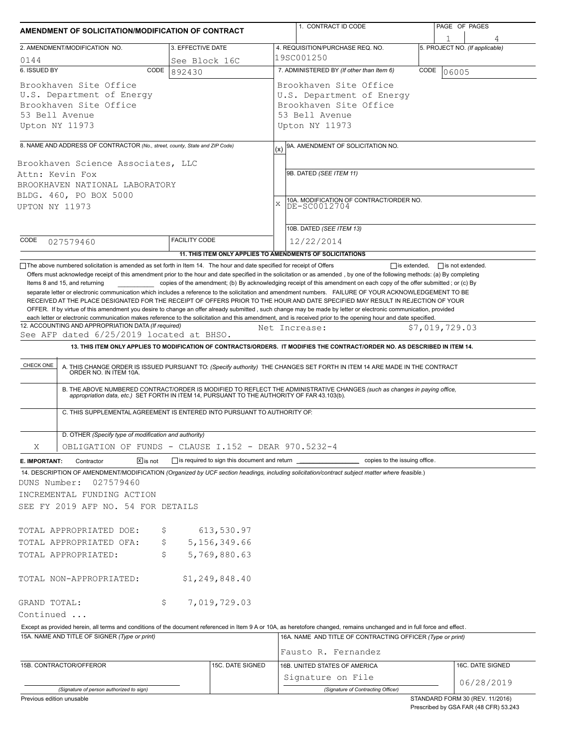# AMENDMENT OF SOLICITATION/MODIFICATION OF CONTRACT

| 1. CONTRACT ID CODE | PAGE OF PAGES |
|---|---|
| | 1 4 |

| 2. AMENDMENT/MODIFICATION NO. | 3. EFFECTIVE DATE | 4. REQUISITION/PURCHASE REQ. NO. | 5. PROJECT NO. (If applicable) |
|---|---|---|---|
| 0144 | See Block 16C | 19SC001250 | |

**6. ISSUED BY** CODE 892430

Brookhaven Site Office
U.S. Department of Energy
Brookhaven Site Office
53 Bell Avenue
Upton NY 11973

**7. ADMINISTERED BY (If other than Item 6)** CODE 06005

Brookhaven Site Office
U.S. Department of Energy
Brookhaven Site Office
53 Bell Avenue
Upton NY 11973

**8. NAME AND ADDRESS OF CONTRACTOR** (No., street, county, State and ZIP Code)

Brookhaven Science Associates, LLC
Attn: Kevin Fox
BROOKHAVEN NATIONAL LABORATORY
BLDG. 460, PO BOX 5000
UPTON NY 11973

CODE 027579460 FACILITY CODE

(x) 9A. AMENDMENT OF SOLICITATION NO.

9B. DATED (SEE ITEM 11)

X 10A. MODIFICATION OF CONTRACT/ORDER NO. DE-SC0012704

10B. DATED (SEE ITEM 13) 12/22/2014

**11. THIS ITEM ONLY APPLIES TO AMENDMENTS OF SOLICITATIONS**

☐ The above numbered solicitation is amended as set forth in Item 14. The hour and date specified for receipt of Offers ☐ is extended, ☐ is not extended.

Offers must acknowledge receipt of this amendment prior to the hour and date specified in the solicitation or as amended, by one of the following methods: (a) By completing Items 8 and 15, and returning __________ copies of the amendment; (b) By acknowledging receipt of this amendment on each copy of the offer submitted ; or (c) By separate letter or electronic communication which includes a reference to the solicitation and amendment numbers. FAILURE OF YOUR ACKNOWLEDGEMENT TO BE RECEIVED AT THE PLACE DESIGNATED FOR THE RECEIPT OF OFFERS PRIOR TO THE HOUR AND DATE SPECIFIED MAY RESULT IN REJECTION OF YOUR OFFER. If by virtue of this amendment you desire to change an offer already submitted , such change may be made by letter or electronic communication, provided each letter or electronic communication makes reference to the solicitation and this amendment, and is received prior to the opening hour and date specified.

**12. ACCOUNTING AND APPROPRIATION DATA (If required)**
See AFP dated 6/25/2019 located at BHSO. Net Increase: $7,019,729.03

**13. THIS ITEM ONLY APPLIES TO MODIFICATION OF CONTRACTS/ORDERS. IT MODIFIES THE CONTRACT/ORDER NO. AS DESCRIBED IN ITEM 14.**

| CHECK ONE | |
|---|---|
| | A. THIS CHANGE ORDER IS ISSUED PURSUANT TO: (Specify authority) THE CHANGES SET FORTH IN ITEM 14 ARE MADE IN THE CONTRACT ORDER NO. IN ITEM 10A. |
| | B. THE ABOVE NUMBERED CONTRACT/ORDER IS MODIFIED TO REFLECT THE ADMINISTRATIVE CHANGES (such as changes in paying office, appropriation data, etc.) SET FORTH IN ITEM 14, PURSUANT TO THE AUTHORITY OF FAR 43.103(b). |
| | C. THIS SUPPLEMENTAL AGREEMENT IS ENTERED INTO PURSUANT TO AUTHORITY OF: |
| X | D. OTHER (Specify type of modification and authority) OBLIGATION OF FUNDS - CLAUSE I.152 - DEAR 970.5232-4 |

**E. IMPORTANT:** Contractor ☒ is not ☐ is required to sign this document and return __________ copies to the issuing office.

**14. DESCRIPTION OF AMENDMENT/MODIFICATION** (Organized by UCF section headings, including solicitation/contract subject matter where feasible.)

DUNS Number: 027579460
INCREMENTAL FUNDING ACTION
SEE FY 2019 AFP NO. 54 FOR DETAILS

| | | |
|---|---|---|
| TOTAL APPROPRIATED DOE: | $ | 613,530.97 |
| TOTAL APPROPRIATED OFA: | $ | 5,156,349.66 |
| TOTAL APPROPRIATED: | $ | 5,769,880.63 |
| TOTAL NON-APPROPRIATED: | | $1,249,848.40 |
| GRAND TOTAL: | $ | 7,019,729.03 |

Continued ...

Except as provided herein, all terms and conditions of the document referenced in Item 9 A or 10A, as heretofore changed, remains unchanged and in full force and effect.

| 15A. NAME AND TITLE OF SIGNER (Type or print) | | 16A. NAME AND TITLE OF CONTRACTING OFFICER (Type or print) | |
|---|---|---|---|
| | | Fausto R. Fernandez | |
| 15B. CONTRACTOR/OFFEROR | 15C. DATE SIGNED | 16B. UNITED STATES OF AMERICA | 16C. DATE SIGNED |
| (Signature of person authorized to sign) | | Signature on File (Signature of Contracting Officer) | 06/28/2019 |

Previous edition unusable

STANDARD FORM 30 (REV. 11/2016)
Prescribed by GSA FAR (48 CFR) 53.243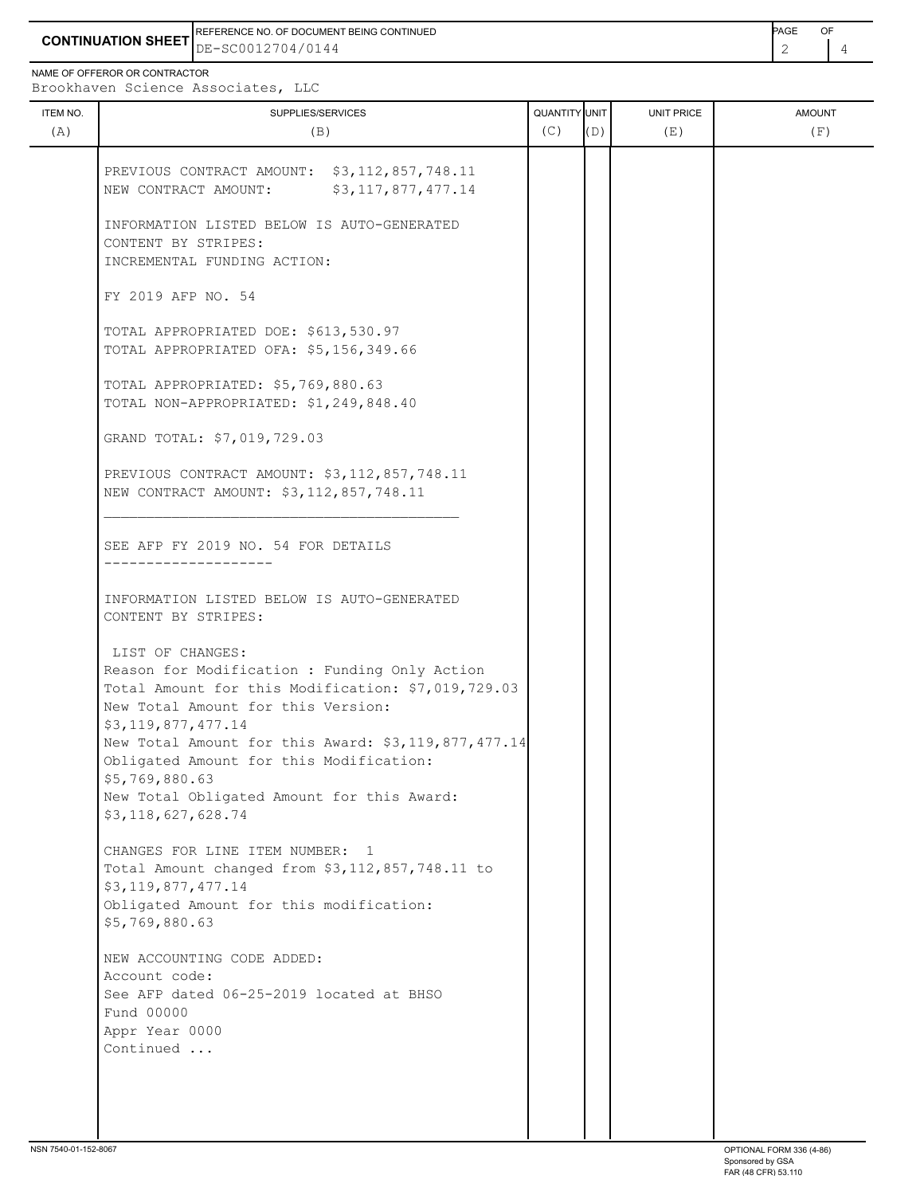**CONTINUATION SHEET**

REFERENCE NO. OF DOCUMENT BEING CONTINUED
DE-SC0012704/0144

NAME OF OFFEROR OR CONTRACTOR
Brookhaven Science Associates, LLC

| ITEM NO. (A) | SUPPLIES/SERVICES (B) | QUANTITY (C) | UNIT (D) | UNIT PRICE (E) | AMOUNT (F) |
|---|---|---|---|---|---|
| | PREVIOUS CONTRACT AMOUNT: $3,112,857,748.11<br>NEW CONTRACT AMOUNT: $3,117,877,477.14<br><br>INFORMATION LISTED BELOW IS AUTO-GENERATED CONTENT BY STRIPES:<br>INCREMENTAL FUNDING ACTION:<br><br>FY 2019 AFP NO. 54<br><br>TOTAL APPROPRIATED DOE: $613,530.97<br>TOTAL APPROPRIATED OFA: $5,156,349.66<br><br>TOTAL APPROPRIATED: $5,769,880.63<br>TOTAL NON-APPROPRIATED: $1,249,848.40<br><br>GRAND TOTAL: $7,019,729.03<br><br>PREVIOUS CONTRACT AMOUNT: $3,112,857,748.11<br>NEW CONTRACT AMOUNT: $3,112,857,748.11<br>________________________________________<br><br>SEE AFP FY 2019 NO. 54 FOR DETAILS<br>--------------------<br><br>INFORMATION LISTED BELOW IS AUTO-GENERATED CONTENT BY STRIPES:<br><br>LIST OF CHANGES:<br>Reason for Modification : Funding Only Action<br>Total Amount for this Modification: $7,019,729.03<br>New Total Amount for this Version: $3,119,877,477.14<br>New Total Amount for this Award: $3,119,877,477.14<br>Obligated Amount for this Modification: $5,769,880.63<br>New Total Obligated Amount for this Award: $3,118,627,628.74<br><br>CHANGES FOR LINE ITEM NUMBER: 1<br>Total Amount changed from $3,112,857,748.11 to $3,119,877,477.14<br>Obligated Amount for this modification: $5,769,880.63<br><br>NEW ACCOUNTING CODE ADDED:<br>Account code:<br>See AFP dated 06-25-2019 located at BHSO<br>Fund 00000<br>Appr Year 0000<br>Continued ... | | | | |

NSN 7540-01-152-8067

OPTIONAL FORM 336 (4-86)
Sponsored by GSA
FAR (48 CFR) 53.110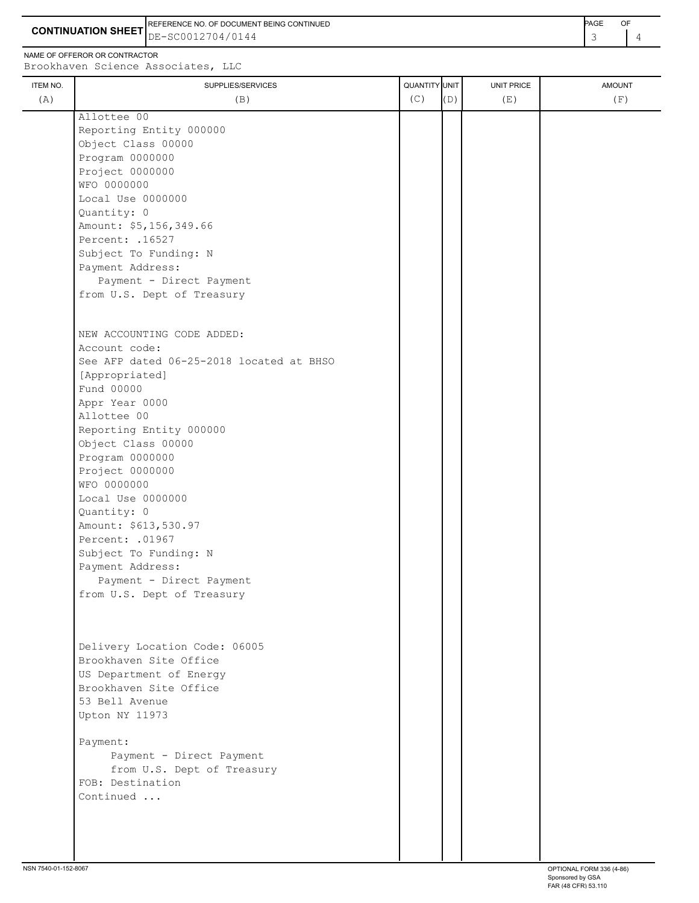**CONTINUATION SHEET**

REFERENCE NO. OF DOCUMENT BEING CONTINUED: DE-SC0012704/0144

NAME OF OFFEROR OR CONTRACTOR: Brookhaven Science Associates, LLC

| ITEM NO. (A) | SUPPLIES/SERVICES (B) | QUANTITY (C) | UNIT (D) | UNIT PRICE (E) | AMOUNT (F) |
|---|---|---|---|---|---|
| | Allottee 00<br>Reporting Entity 000000<br>Object Class 00000<br>Program 0000000<br>Project 0000000<br>WFO 0000000<br>Local Use 0000000<br>Quantity: 0<br>Amount: $5,156,349.66<br>Percent: .16527<br>Subject To Funding: N<br>Payment Address:<br>Payment - Direct Payment<br>from U.S. Dept of Treasury | | | | |
| | NEW ACCOUNTING CODE ADDED:<br>Account code:<br>See AFP dated 06-25-2018 located at BHSO<br>[Appropriated]<br>Fund 00000<br>Appr Year 0000<br>Allottee 00<br>Reporting Entity 000000<br>Object Class 00000<br>Program 0000000<br>Project 0000000<br>WFO 0000000<br>Local Use 0000000<br>Quantity: 0<br>Amount: $613,530.97<br>Percent: .01967<br>Subject To Funding: N<br>Payment Address:<br>Payment - Direct Payment<br>from U.S. Dept of Treasury | | | | |
| | Delivery Location Code: 06005<br>Brookhaven Site Office<br>US Department of Energy<br>Brookhaven Site Office<br>53 Bell Avenue<br>Upton NY 11973 | | | | |
| | Payment:<br>Payment - Direct Payment<br>from U.S. Dept of Treasury<br>FOB: Destination<br>Continued ... | | | | |

NSN 7540-01-152-8067

OPTIONAL FORM 336 (4-86)
Sponsored by GSA
FAR (48 CFR) 53.110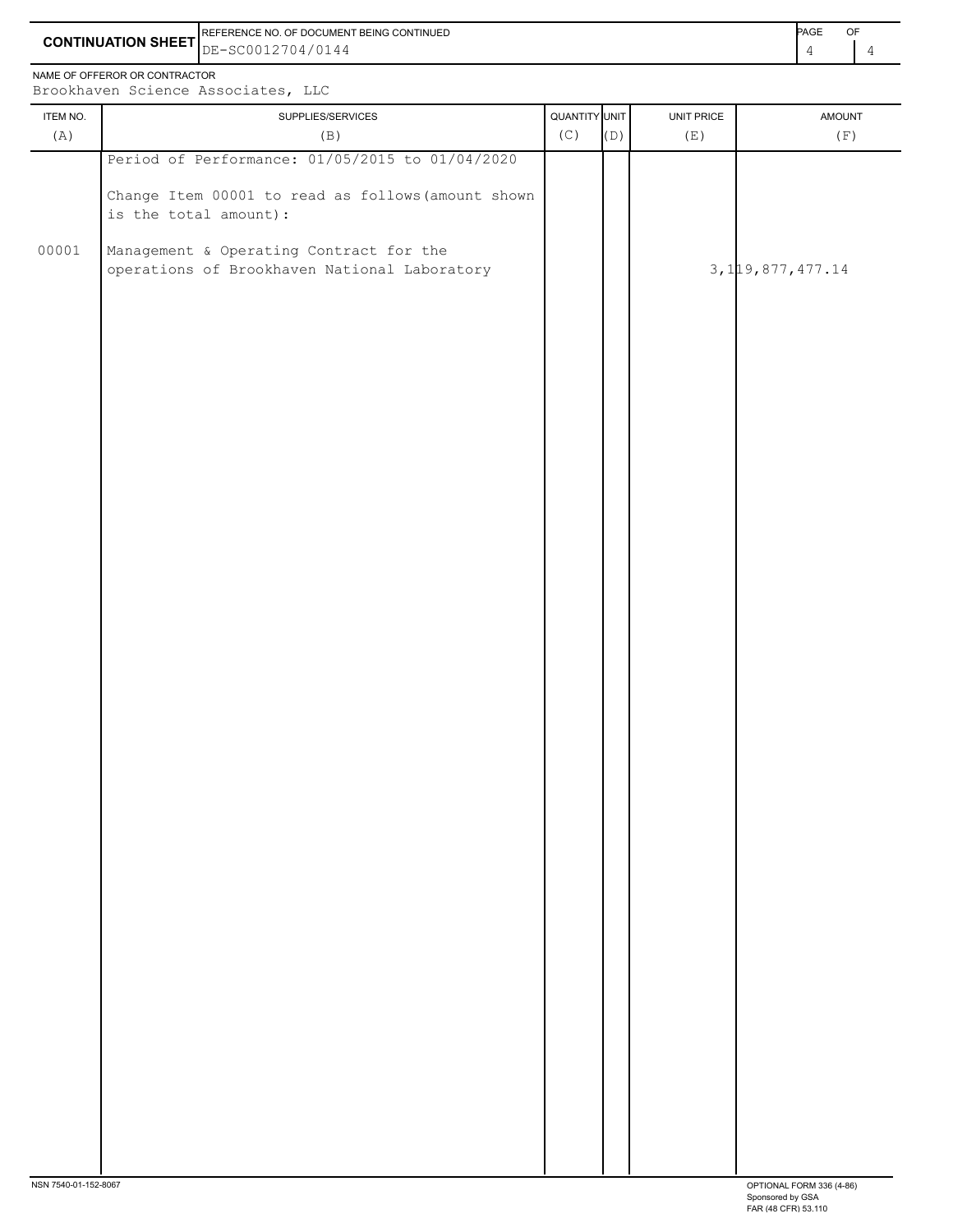**CONTINUATION SHEET**

REFERENCE NO. OF DOCUMENT BEING CONTINUED
DE-SC0012704/0144

NAME OF OFFEROR OR CONTRACTOR
Brookhaven Science Associates, LLC

| ITEM NO. (A) | SUPPLIES/SERVICES (B) | QUANTITY (C) | UNIT (D) | UNIT PRICE (E) | AMOUNT (F) |
|---|---|---|---|---|---|
| | Period of Performance: 01/05/2015 to 01/04/2020 | | | | |
| | Change Item 00001 to read as follows(amount shown is the total amount): | | | | |
| 00001 | Management & Operating Contract for the operations of Brookhaven National Laboratory | | | | 3,119,877,477.14 |

NSN 7540-01-152-8067

OPTIONAL FORM 336 (4-86)
Sponsored by GSA
FAR (48 CFR) 53.110